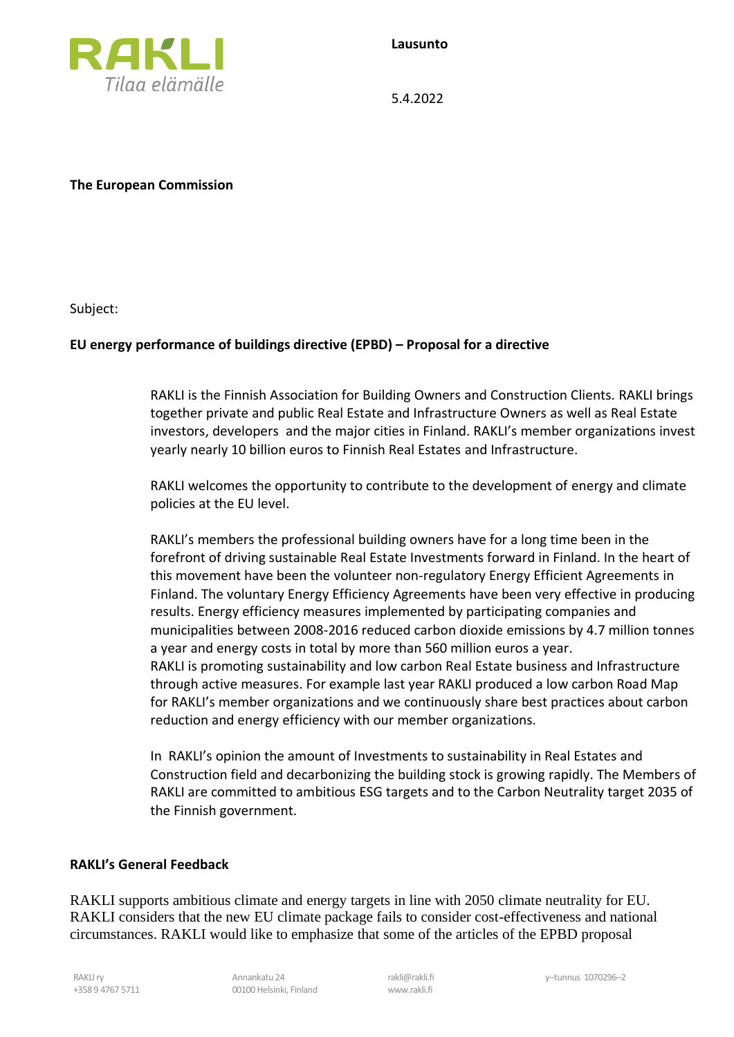**Lausunto**

5.4.2022

**The European Commission**

Subject:

**EU energy performance of buildings directive (EPBD) – Proposal for a directive**

RAKLI is the Finnish Association for Building Owners and Construction Clients. RAKLI brings together private and public Real Estate and Infrastructure Owners as well as Real Estate investors, developers and the major cities in Finland. RAKLI's member organizations invest yearly nearly 10 billion euros to Finnish Real Estates and Infrastructure.

RAKLI welcomes the opportunity to contribute to the development of energy and climate policies at the EU level.

RAKLI's members the professional building owners have for a long time been in the forefront of driving sustainable Real Estate Investments forward in Finland. In the heart of this movement have been the volunteer non-regulatory Energy Efficient Agreements in Finland. The voluntary Energy Efficiency Agreements have been very effective in producing results. Energy efficiency measures implemented by participating companies and municipalities between 2008-2016 reduced carbon dioxide emissions by 4.7 million tonnes a year and energy costs in total by more than 560 million euros a year.
RAKLI is promoting sustainability and low carbon Real Estate business and Infrastructure through active measures. For example last year RAKLI produced a low carbon Road Map for RAKLI's member organizations and we continuously share best practices about carbon reduction and energy efficiency with our member organizations.

In RAKLI's opinion the amount of Investments to sustainability in Real Estates and Construction field and decarbonizing the building stock is growing rapidly. The Members of RAKLI are committed to ambitious ESG targets and to the Carbon Neutrality target 2035 of the Finnish government.

**RAKLI's General Feedback**

RAKLI supports ambitious climate and energy targets in line with 2050 climate neutrality for EU. RAKLI considers that the new EU climate package fails to consider cost-effectiveness and national circumstances. RAKLI would like to emphasize that some of the articles of the EPBD proposal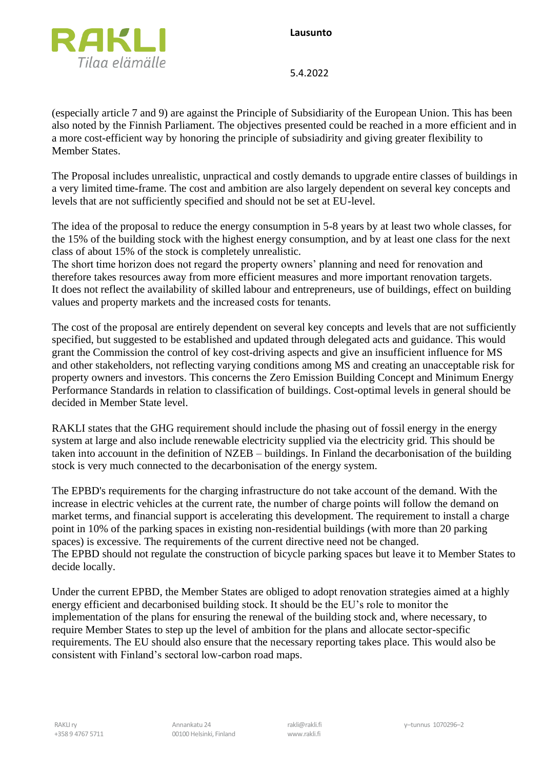(especially article 7 and 9) are against the Principle of Subsidiarity of the European Union. This has been also noted by the Finnish Parliament. The objectives presented could be reached in a more efficient and in a more cost-efficient way by honoring the principle of subsiadirity and giving greater flexibility to Member States.

The Proposal includes unrealistic, unpractical and costly demands to upgrade entire classes of buildings in a very limited time-frame. The cost and ambition are also largely dependent on several key concepts and levels that are not sufficiently specified and should not be set at EU-level.

The idea of the proposal to reduce the energy consumption in 5-8 years by at least two whole classes, for the 15% of the building stock with the highest energy consumption, and by at least one class for the next class of about 15% of the stock is completely unrealistic.
The short time horizon does not regard the property owners' planning and need for renovation and therefore takes resources away from more efficient measures and more important renovation targets.
It does not reflect the availability of skilled labour and entrepreneurs, use of buildings, effect on building values and property markets and the increased costs for tenants.

The cost of the proposal are entirely dependent on several key concepts and levels that are not sufficiently specified, but suggested to be established and updated through delegated acts and guidance. This would grant the Commission the control of key cost-driving aspects and give an insufficient influence for MS and other stakeholders, not reflecting varying conditions among MS and creating an unacceptable risk for property owners and investors. This concerns the Zero Emission Building Concept and Minimum Energy Performance Standards in relation to classification of buildings. Cost-optimal levels in general should be decided in Member State level.

RAKLI states that the GHG requirement should include the phasing out of fossil energy in the energy system at large and also include renewable electricity supplied via the electricity grid. This should be taken into accouunt in the definition of NZEB – buildings. In Finland the decarbonisation of the building stock is very much connected to the decarbonisation of the energy system.

The EPBD's requirements for the charging infrastructure do not take account of the demand. With the increase in electric vehicles at the current rate, the number of charge points will follow the demand on market terms, and financial support is accelerating this development. The requirement to install a charge point in 10% of the parking spaces in existing non-residential buildings (with more than 20 parking spaces) is excessive. The requirements of the current directive need not be changed.
The EPBD should not regulate the construction of bicycle parking spaces but leave it to Member States to decide locally.

Under the current EPBD, the Member States are obliged to adopt renovation strategies aimed at a highly energy efficient and decarbonised building stock. It should be the EU's role to monitor the implementation of the plans for ensuring the renewal of the building stock and, where necessary, to require Member States to step up the level of ambition for the plans and allocate sector-specific requirements. The EU should also ensure that the necessary reporting takes place. This would also be consistent with Finland's sectoral low-carbon road maps.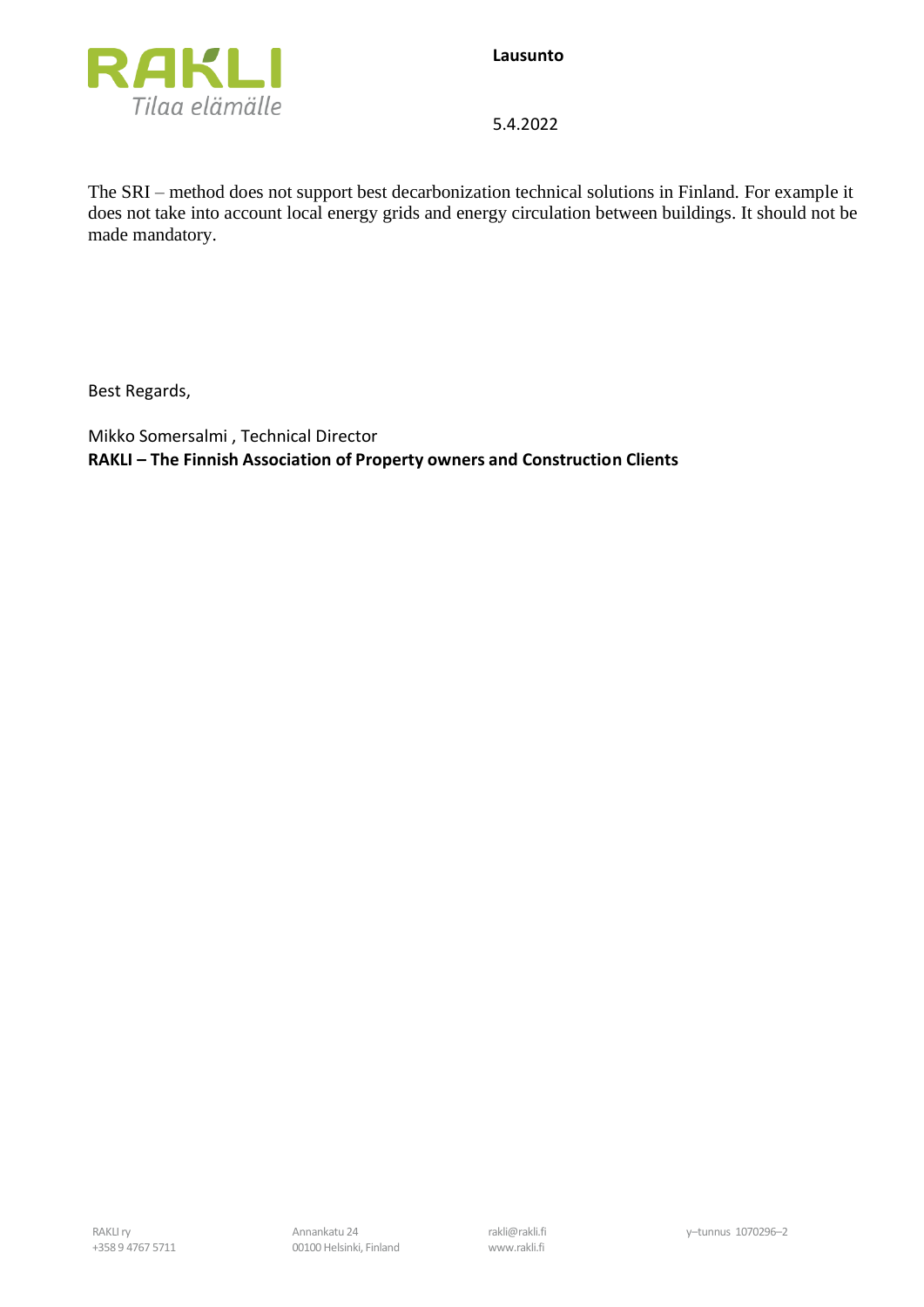Lausunto

5.4.2022

The SRI – method does not support best decarbonization technical solutions in Finland. For example it does not take into account local energy grids and energy circulation between buildings. It should not be made mandatory.

Best Regards,

Mikko Somersalmi , Technical Director
**RAKLI – The Finnish Association of Property owners and Construction Clients**

RAKLI ry
+358 9 4767 5711

Annankatu 24
00100 Helsinki, Finland

rakli@rakli.fi
www.rakli.fi

y–tunnus 1070296–2